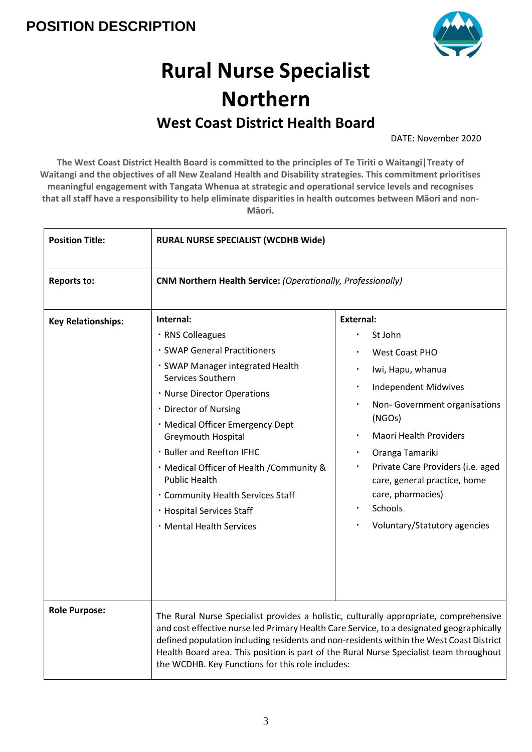**POSITION DESCRIPTION**

# Rural Nurse Specialist Northern

## West Coast District Health Board

DATE: November 2020

**The West Coast District Health Board is committed to the principles of Te Tiriti o Waitangi|Treaty of Waitangi and the objectives of all New Zealand Health and Disability strategies. This commitment prioritises meaningful engagement with Tangata Whenua at strategic and operational service levels and recognises that all staff have a responsibility to help eliminate disparities in health outcomes between Māori and non-Māori.**

| | | |
|---|---|---|
| **Position Title:** | **RURAL NURSE SPECIALIST (WCDHB Wide)** | |
| **Reports to:** | **CNM Northern Health Service:** *(Operationally, Professionally)* | |
| **Key Relationships:** | **Internal:**<br>• RNS Colleagues<br>• SWAP General Practitioners<br>• SWAP Manager integrated Health Services Southern<br>• Nurse Director Operations<br>• Director of Nursing<br>• Medical Officer Emergency Dept Greymouth Hospital<br>• Buller and Reefton IFHC<br>• Medical Officer of Health /Community & Public Health<br>• Community Health Services Staff<br>• Hospital Services Staff<br>• Mental Health Services | **External:**<br>• St John<br>• West Coast PHO<br>• Iwi, Hapu, whanua<br>• Independent Midwives<br>• Non- Government organisations (NGOs)<br>• Maori Health Providers<br>• Oranga Tamariki<br>• Private Care Providers (i.e. aged care, general practice, home care, pharmacies)<br>• Schools<br>• Voluntary/Statutory agencies |
| **Role Purpose:** | The Rural Nurse Specialist provides a holistic, culturally appropriate, comprehensive and cost effective nurse led Primary Health Care Service, to a designated geographically defined population including residents and non-residents within the West Coast District Health Board area. This position is part of the Rural Nurse Specialist team throughout the WCDHB. Key Functions for this role includes: | |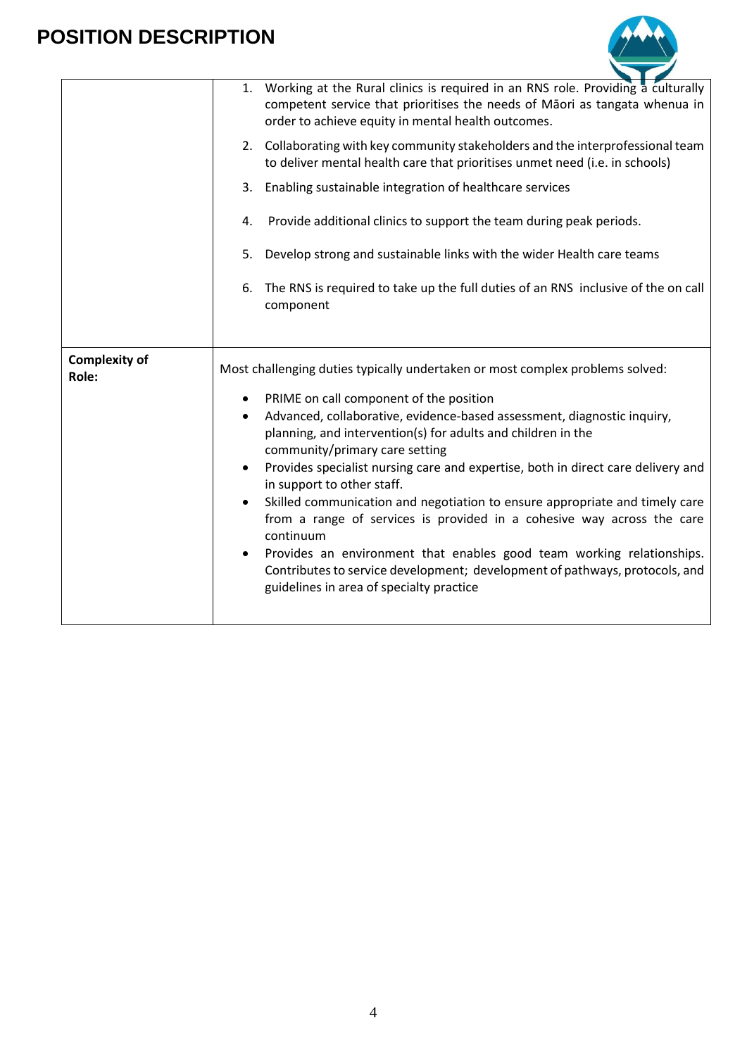# POSITION DESCRIPTION

| | |
|---|---|
| | 1. Working at the Rural clinics is required in an RNS role. Providing a culturally competent service that prioritises the needs of Māori as tangata whenua in order to achieve equity in mental health outcomes.<br>2. Collaborating with key community stakeholders and the interprofessional team to deliver mental health care that prioritises unmet need (i.e. in schools)<br>3. Enabling sustainable integration of healthcare services<br>4. Provide additional clinics to support the team during peak periods.<br>5. Develop strong and sustainable links with the wider Health care teams<br>6. The RNS is required to take up the full duties of an RNS inclusive of the on call component |
| **Complexity of Role:** | Most challenging duties typically undertaken or most complex problems solved:<br>• PRIME on call component of the position<br>• Advanced, collaborative, evidence-based assessment, diagnostic inquiry, planning, and intervention(s) for adults and children in the community/primary care setting<br>• Provides specialist nursing care and expertise, both in direct care delivery and in support to other staff.<br>• Skilled communication and negotiation to ensure appropriate and timely care from a range of services is provided in a cohesive way across the care continuum<br>• Provides an environment that enables good team working relationships. Contributes to service development; development of pathways, protocols, and guidelines in area of specialty practice |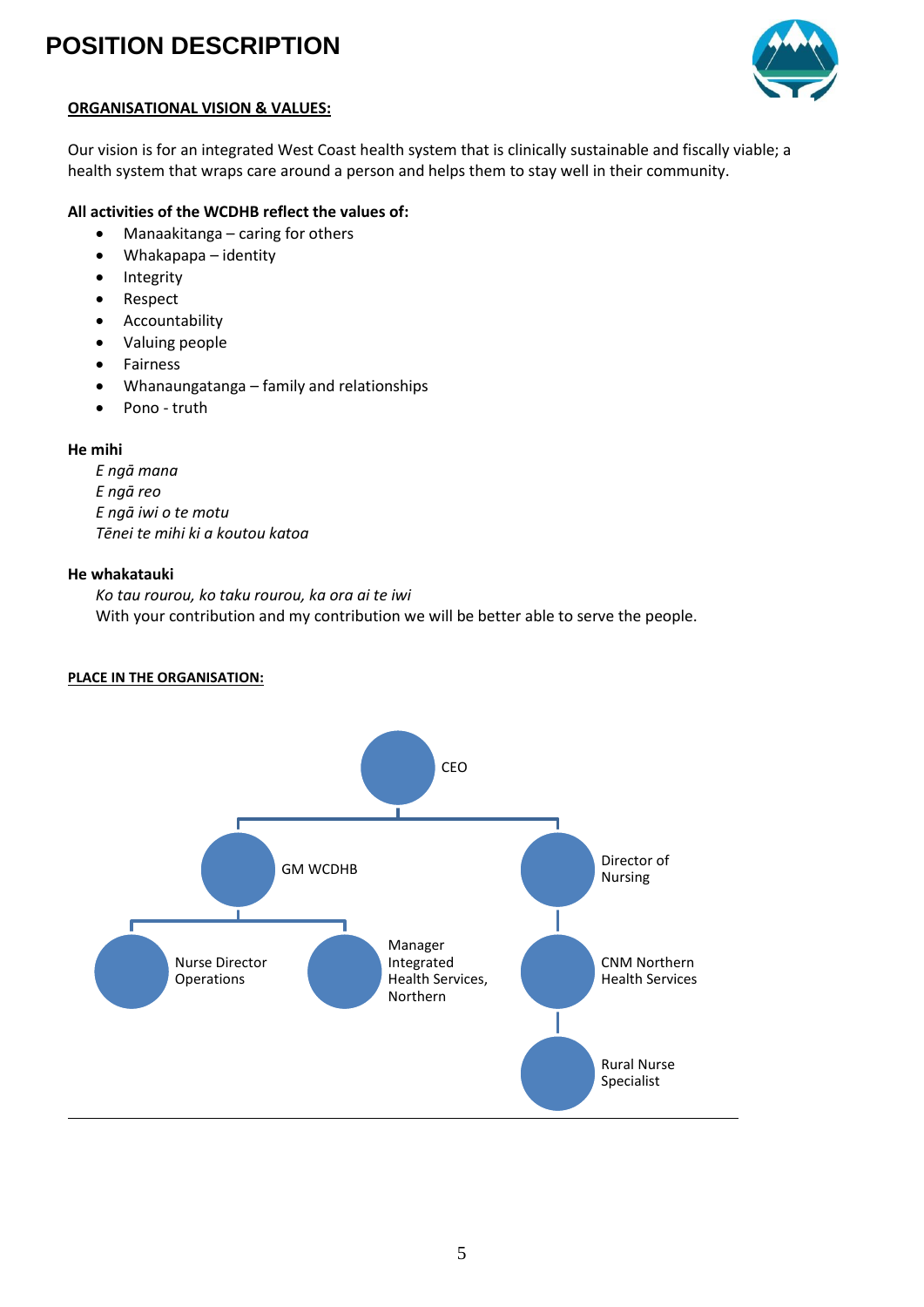# POSITION DESCRIPTION

**ORGANISATIONAL VISION & VALUES:**

Our vision is for an integrated West Coast health system that is clinically sustainable and fiscally viable; a health system that wraps care around a person and helps them to stay well in their community.

**All activities of the WCDHB reflect the values of:**

- Manaakitanga – caring for others
- Whakapapa – identity
- Integrity
- Respect
- Accountability
- Valuing people
- Fairness
- Whanaungatanga – family and relationships
- Pono - truth

**He mihi**

*E ngā mana*
*E ngā reo*
*E ngā iwi o te motu*
*Tēnei te mihi ki a koutou katoa*

**He whakatauki**

*Ko tau rourou, ko taku rourou, ka ora ai te iwi*
With your contribution and my contribution we will be better able to serve the people.

**PLACE IN THE ORGANISATION:**

- CEO
  - GM WCDHB
    - Nurse Director Operations
    - Manager Integrated Health Services, Northern
  - Director of Nursing
    - CNM Northern Health Services
      - Rural Nurse Specialist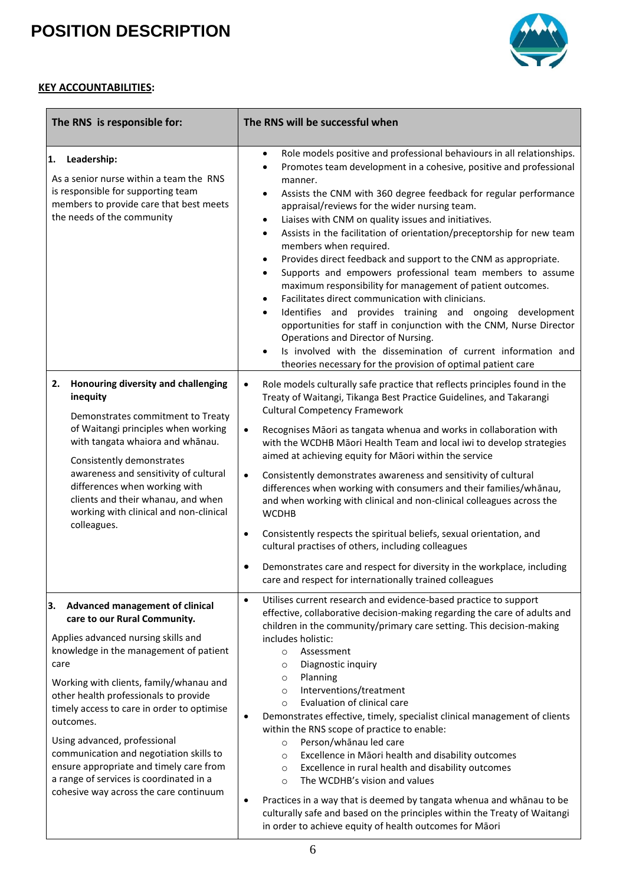# POSITION DESCRIPTION

**KEY ACCOUNTABILITIES:**

| The RNS is responsible for: | The RNS will be successful when |
|---|---|
| **1. Leadership:**<br><br>As a senior nurse within a team the RNS is responsible for supporting team members to provide care that best meets the needs of the community | • Role models positive and professional behaviours in all relationships.<br>• Promotes team development in a cohesive, positive and professional manner.<br>• Assists the CNM with 360 degree feedback for regular performance appraisal/reviews for the wider nursing team.<br>• Liaises with CNM on quality issues and initiatives.<br>• Assists in the facilitation of orientation/preceptorship for new team members when required.<br>• Provides direct feedback and support to the CNM as appropriate.<br>• Supports and empowers professional team members to assume maximum responsibility for management of patient outcomes.<br>• Facilitates direct communication with clinicians.<br>• Identifies and provides training and ongoing development opportunities for staff in conjunction with the CNM, Nurse Director Operations and Director of Nursing.<br>• Is involved with the dissemination of current information and theories necessary for the provision of optimal patient care |
| **2. Honouring diversity and challenging inequity**<br><br>Demonstrates commitment to Treaty of Waitangi principles when working with tangata whaiora and whānau.<br><br>Consistently demonstrates awareness and sensitivity of cultural differences when working with clients and their whanau, and when working with clinical and non-clinical colleagues. | • Role models culturally safe practice that reflects principles found in the Treaty of Waitangi, Tikanga Best Practice Guidelines, and Takarangi Cultural Competency Framework<br>• Recognises Māori as tangata whenua and works in collaboration with with the WCDHB Māori Health Team and local iwi to develop strategies aimed at achieving equity for Māori within the service<br>• Consistently demonstrates awareness and sensitivity of cultural differences when working with consumers and their families/whānau, and when working with clinical and non-clinical colleagues across the WCDHB<br>• Consistently respects the spiritual beliefs, sexual orientation, and cultural practises of others, including colleagues<br>• Demonstrates care and respect for diversity in the workplace, including care and respect for internationally trained colleagues |
| **3. Advanced management of clinical care to our Rural Community.**<br><br>Applies advanced nursing skills and knowledge in the management of patient care<br><br>Working with clients, family/whanau and other health professionals to provide timely access to care in order to optimise outcomes.<br><br>Using advanced, professional communication and negotiation skills to ensure appropriate and timely care from a range of services is coordinated in a cohesive way across the care continuum | • Utilises current research and evidence-based practice to support effective, collaborative decision-making regarding the care of adults and children in the community/primary care setting. This decision-making includes holistic:<br>  ○ Assessment<br>  ○ Diagnostic inquiry<br>  ○ Planning<br>  ○ Interventions/treatment<br>  ○ Evaluation of clinical care<br>• Demonstrates effective, timely, specialist clinical management of clients within the RNS scope of practice to enable:<br>  ○ Person/whānau led care<br>  ○ Excellence in Māori health and disability outcomes<br>  ○ Excellence in rural health and disability outcomes<br>  ○ The WCDHB's vision and values<br>• Practices in a way that is deemed by tangata whenua and whānau to be culturally safe and based on the principles within the Treaty of Waitangi in order to achieve equity of health outcomes for Māori |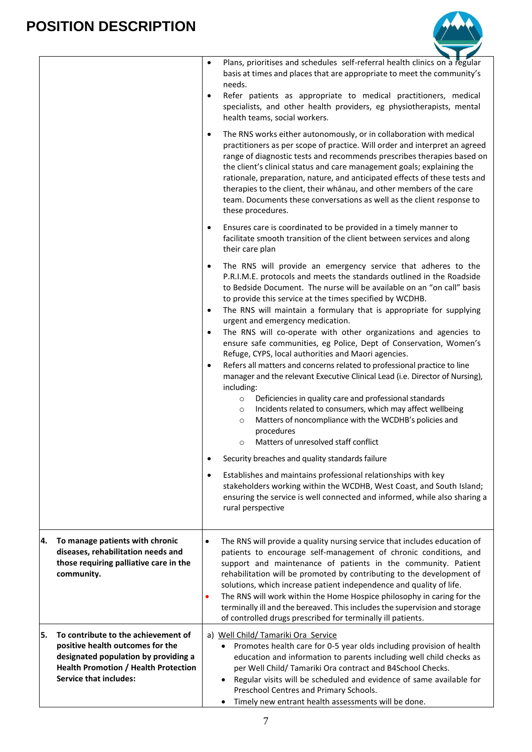| | |
|---|---|
| | • Plans, prioritises and schedules self-referral health clinics on a regular basis at times and places that are appropriate to meet the community's needs.<br>• Refer patients as appropriate to medical practitioners, medical specialists, and other health providers, eg physiotherapists, mental health teams, social workers.<br>• The RNS works either autonomously, or in collaboration with medical practitioners as per scope of practice. Will order and interpret an agreed range of diagnostic tests and recommends prescribes therapies based on the client's clinical status and care management goals; explaining the rationale, preparation, nature, and anticipated effects of these tests and therapies to the client, their whānau, and other members of the care team. Documents these conversations as well as the client response to these procedures.<br>• Ensures care is coordinated to be provided in a timely manner to facilitate smooth transition of the client between services and along their care plan<br>• The RNS will provide an emergency service that adheres to the P.R.I.M.E. protocols and meets the standards outlined in the Roadside to Bedside Document. The nurse will be available on an "on call" basis to provide this service at the times specified by WCDHB.<br>• The RNS will maintain a formulary that is appropriate for supplying urgent and emergency medication.<br>• The RNS will co-operate with other organizations and agencies to ensure safe communities, eg Police, Dept of Conservation, Women's Refuge, CYPS, local authorities and Maori agencies.<br>• Refers all matters and concerns related to professional practice to line manager and the relevant Executive Clinical Lead (i.e. Director of Nursing), including:<br>  ○ Deficiencies in quality care and professional standards<br>  ○ Incidents related to consumers, which may affect wellbeing<br>  ○ Matters of noncompliance with the WCDHB's policies and procedures<br>  ○ Matters of unresolved staff conflict<br>• Security breaches and quality standards failure<br>• Establishes and maintains professional relationships with key stakeholders working within the WCDHB, West Coast, and South Island; ensuring the service is well connected and informed, while also sharing a rural perspective |
| **4. To manage patients with chronic diseases, rehabilitation needs and those requiring palliative care in the community.** | • The RNS will provide a quality nursing service that includes education of patients to encourage self-management of chronic conditions, and support and maintenance of patients in the community. Patient rehabilitation will be promoted by contributing to the development of solutions, which increase patient independence and quality of life.<br>• The RNS will work within the Home Hospice philosophy in caring for the terminally ill and the bereaved. This includes the supervision and storage of controlled drugs prescribed for terminally ill patients. |
| **5. To contribute to the achievement of positive health outcomes for the designated population by providing a Health Promotion / Health Protection Service that includes:** | a) Well Child/ Tamariki Ora Service<br>• Promotes health care for 0-5 year olds including provision of health education and information to parents including well child checks as per Well Child/ Tamariki Ora contract and B4School Checks.<br>• Regular visits will be scheduled and evidence of same available for Preschool Centres and Primary Schools.<br>• Timely new entrant health assessments will be done. |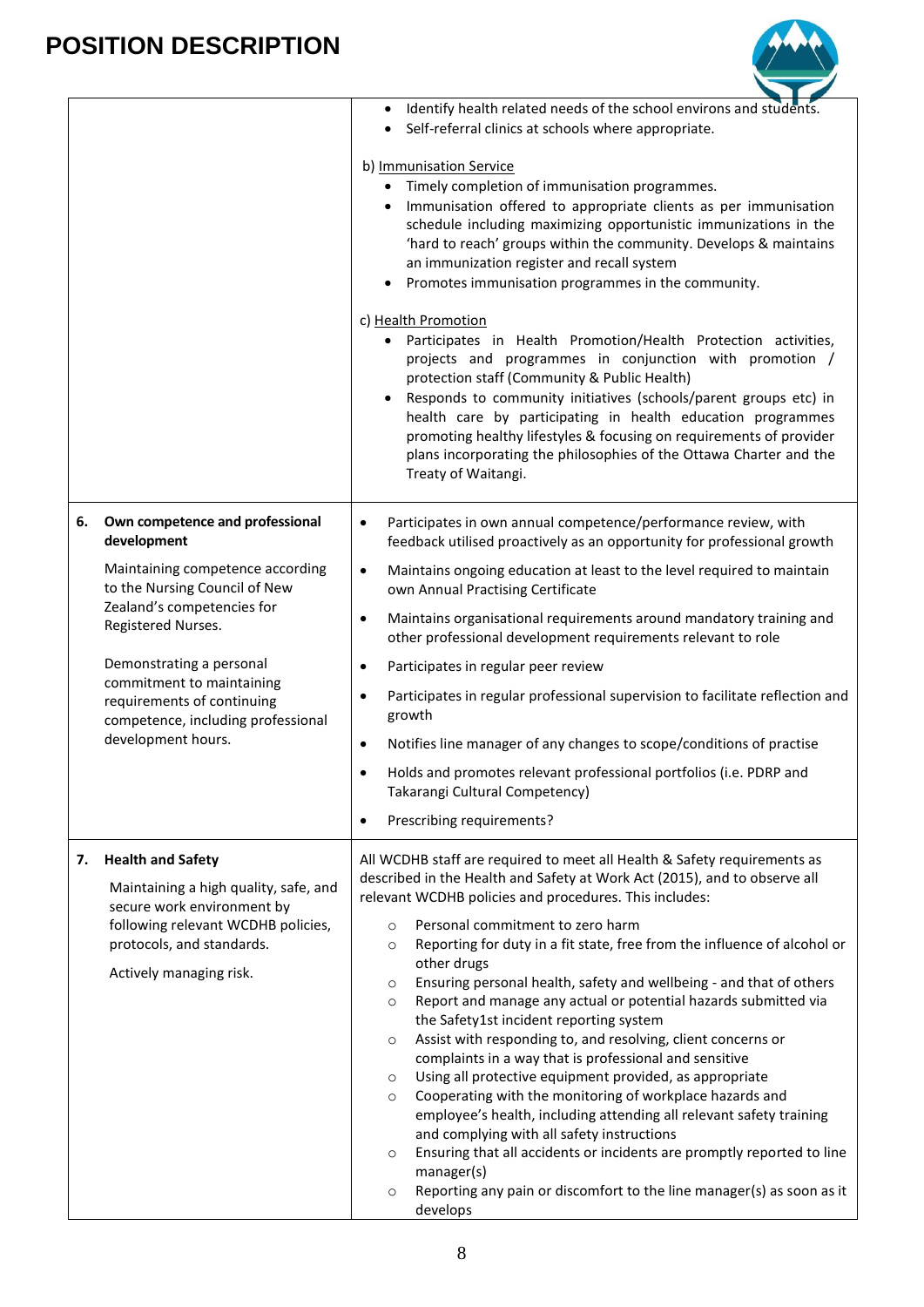# POSITION DESCRIPTION

| | |
|---|---|
| | • Identify health related needs of the school environs and students.<br>• Self-referral clinics at schools where appropriate.<br><br>b) Immunisation Service<br>• Timely completion of immunisation programmes.<br>• Immunisation offered to appropriate clients as per immunisation schedule including maximizing opportunistic immunizations in the 'hard to reach' groups within the community. Develops & maintains an immunization register and recall system<br>• Promotes immunisation programmes in the community.<br><br>c) Health Promotion<br>• Participates in Health Promotion/Health Protection activities, projects and programmes in conjunction with promotion / protection staff (Community & Public Health)<br>• Responds to community initiatives (schools/parent groups etc) in health care by participating in health education programmes promoting healthy lifestyles & focusing on requirements of provider plans incorporating the philosophies of the Ottawa Charter and the Treaty of Waitangi. |
| **6. Own competence and professional development**<br><br>Maintaining competence according to the Nursing Council of New Zealand's competencies for Registered Nurses.<br><br>Demonstrating a personal commitment to maintaining requirements of continuing competence, including professional development hours. | • Participates in own annual competence/performance review, with feedback utilised proactively as an opportunity for professional growth<br>• Maintains ongoing education at least to the level required to maintain own Annual Practising Certificate<br>• Maintains organisational requirements around mandatory training and other professional development requirements relevant to role<br>• Participates in regular peer review<br>• Participates in regular professional supervision to facilitate reflection and growth<br>• Notifies line manager of any changes to scope/conditions of practise<br>• Holds and promotes relevant professional portfolios (i.e. PDRP and Takarangi Cultural Competency)<br>• Prescribing requirements? |
| **7. Health and Safety**<br><br>Maintaining a high quality, safe, and secure work environment by following relevant WCDHB policies, protocols, and standards.<br><br>Actively managing risk. | All WCDHB staff are required to meet all Health & Safety requirements as described in the Health and Safety at Work Act (2015), and to observe all relevant WCDHB policies and procedures. This includes:<br>○ Personal commitment to zero harm<br>○ Reporting for duty in a fit state, free from the influence of alcohol or other drugs<br>○ Ensuring personal health, safety and wellbeing - and that of others<br>○ Report and manage any actual or potential hazards submitted via the Safety1st incident reporting system<br>○ Assist with responding to, and resolving, client concerns or complaints in a way that is professional and sensitive<br>○ Using all protective equipment provided, as appropriate<br>○ Cooperating with the monitoring of workplace hazards and employee's health, including attending all relevant safety training and complying with all safety instructions<br>○ Ensuring that all accidents or incidents are promptly reported to line manager(s)<br>○ Reporting any pain or discomfort to the line manager(s) as soon as it develops |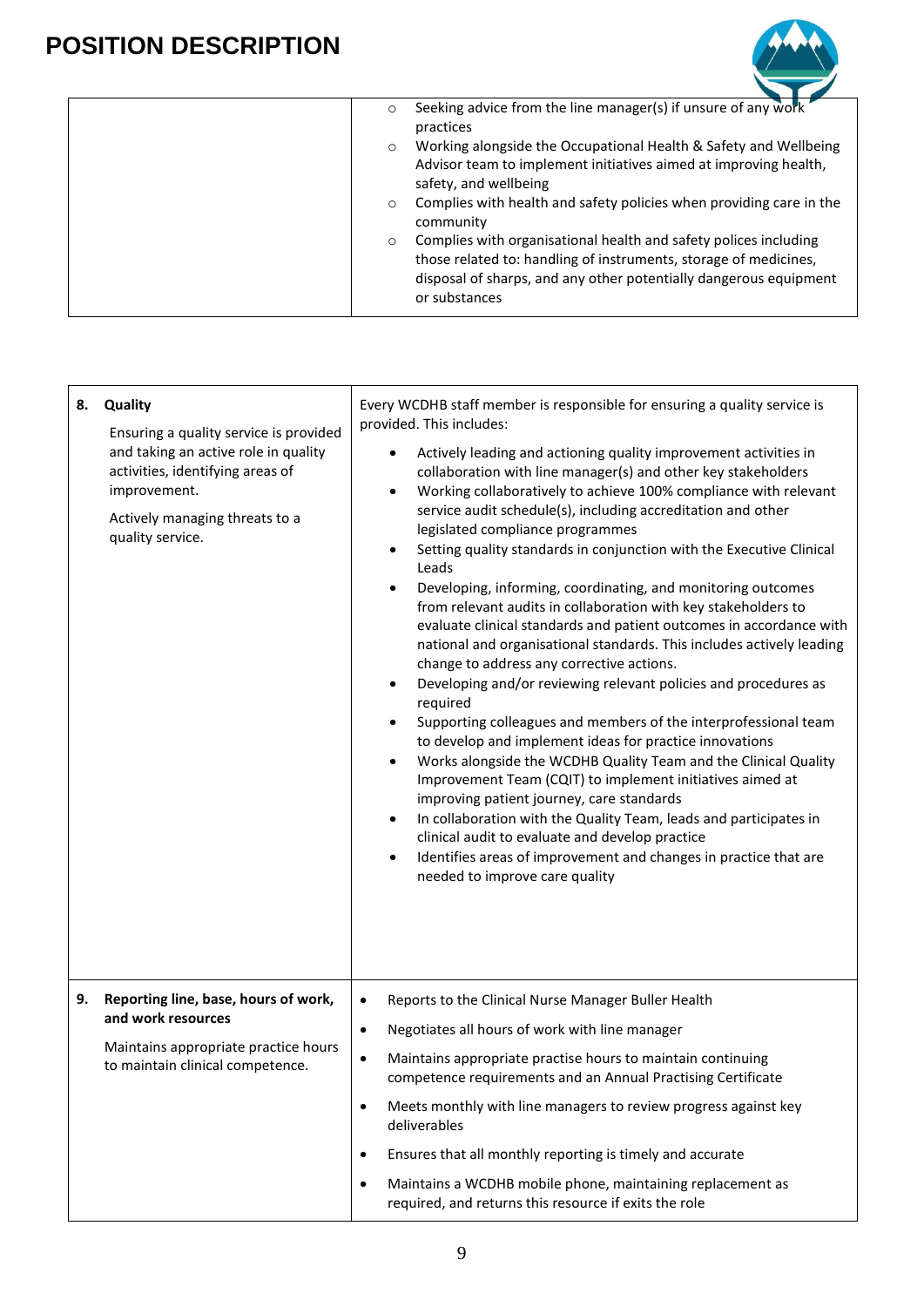| | |
|---|---|
| | ○ Seeking advice from the line manager(s) if unsure of any work practices<br>○ Working alongside the Occupational Health & Safety and Wellbeing Advisor team to implement initiatives aimed at improving health, safety, and wellbeing<br>○ Complies with health and safety policies when providing care in the community<br>○ Complies with organisational health and safety polices including those related to: handling of instruments, storage of medicines, disposal of sharps, and any other potentially dangerous equipment or substances |

| | |
|---|---|
| **8. Quality**<br><br>Ensuring a quality service is provided and taking an active role in quality activities, identifying areas of improvement.<br><br>Actively managing threats to a quality service. | Every WCDHB staff member is responsible for ensuring a quality service is provided. This includes:<br><br>• Actively leading and actioning quality improvement activities in collaboration with line manager(s) and other key stakeholders<br>• Working collaboratively to achieve 100% compliance with relevant service audit schedule(s), including accreditation and other legislated compliance programmes<br>• Setting quality standards in conjunction with the Executive Clinical Leads<br>• Developing, informing, coordinating, and monitoring outcomes from relevant audits in collaboration with key stakeholders to evaluate clinical standards and patient outcomes in accordance with national and organisational standards. This includes actively leading change to address any corrective actions.<br>• Developing and/or reviewing relevant policies and procedures as required<br>• Supporting colleagues and members of the interprofessional team to develop and implement ideas for practice innovations<br>• Works alongside the WCDHB Quality Team and the Clinical Quality Improvement Team (CQIT) to implement initiatives aimed at improving patient journey, care standards<br>• In collaboration with the Quality Team, leads and participates in clinical audit to evaluate and develop practice<br>• Identifies areas of improvement and changes in practice that are needed to improve care quality |
| **9. Reporting line, base, hours of work, and work resources**<br><br>Maintains appropriate practice hours to maintain clinical competence. | • Reports to the Clinical Nurse Manager Buller Health<br>• Negotiates all hours of work with line manager<br>• Maintains appropriate practise hours to maintain continuing competence requirements and an Annual Practising Certificate<br>• Meets monthly with line managers to review progress against key deliverables<br>• Ensures that all monthly reporting is timely and accurate<br>• Maintains a WCDHB mobile phone, maintaining replacement as required, and returns this resource if exits the role |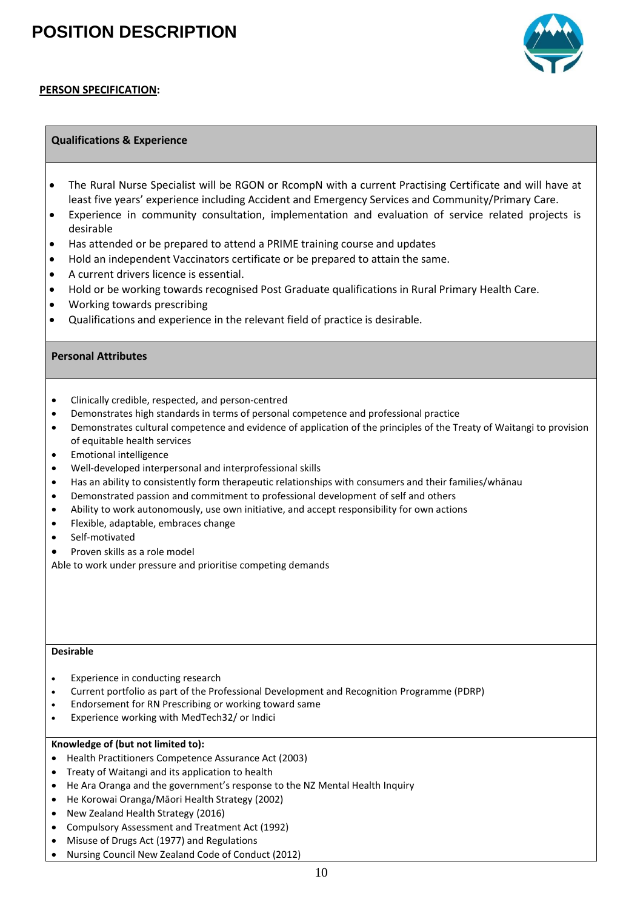# POSITION DESCRIPTION

**PERSON SPECIFICATION:**

### Qualifications & Experience

- The Rural Nurse Specialist will be RGON or RcompN with a current Practising Certificate and will have at least five years' experience including Accident and Emergency Services and Community/Primary Care.
- Experience in community consultation, implementation and evaluation of service related projects is desirable
- Has attended or be prepared to attend a PRIME training course and updates
- Hold an independent Vaccinators certificate or be prepared to attain the same.
- A current drivers licence is essential.
- Hold or be working towards recognised Post Graduate qualifications in Rural Primary Health Care.
- Working towards prescribing
- Qualifications and experience in the relevant field of practice is desirable.

### Personal Attributes

- Clinically credible, respected, and person-centred
- Demonstrates high standards in terms of personal competence and professional practice
- Demonstrates cultural competence and evidence of application of the principles of the Treaty of Waitangi to provision of equitable health services
- Emotional intelligence
- Well-developed interpersonal and interprofessional skills
- Has an ability to consistently form therapeutic relationships with consumers and their families/whānau
- Demonstrated passion and commitment to professional development of self and others
- Ability to work autonomously, use own initiative, and accept responsibility for own actions
- Flexible, adaptable, embraces change
- Self-motivated
- Proven skills as a role model

Able to work under pressure and prioritise competing demands

**Desirable**

- Experience in conducting research
- Current portfolio as part of the Professional Development and Recognition Programme (PDRP)
- Endorsement for RN Prescribing or working toward same
- Experience working with MedTech32/ or Indici

**Knowledge of (but not limited to):**

- Health Practitioners Competence Assurance Act (2003)
- Treaty of Waitangi and its application to health
- He Ara Oranga and the government's response to the NZ Mental Health Inquiry
- He Korowai Oranga/Māori Health Strategy (2002)
- New Zealand Health Strategy (2016)
- Compulsory Assessment and Treatment Act (1992)
- Misuse of Drugs Act (1977) and Regulations
- Nursing Council New Zealand Code of Conduct (2012)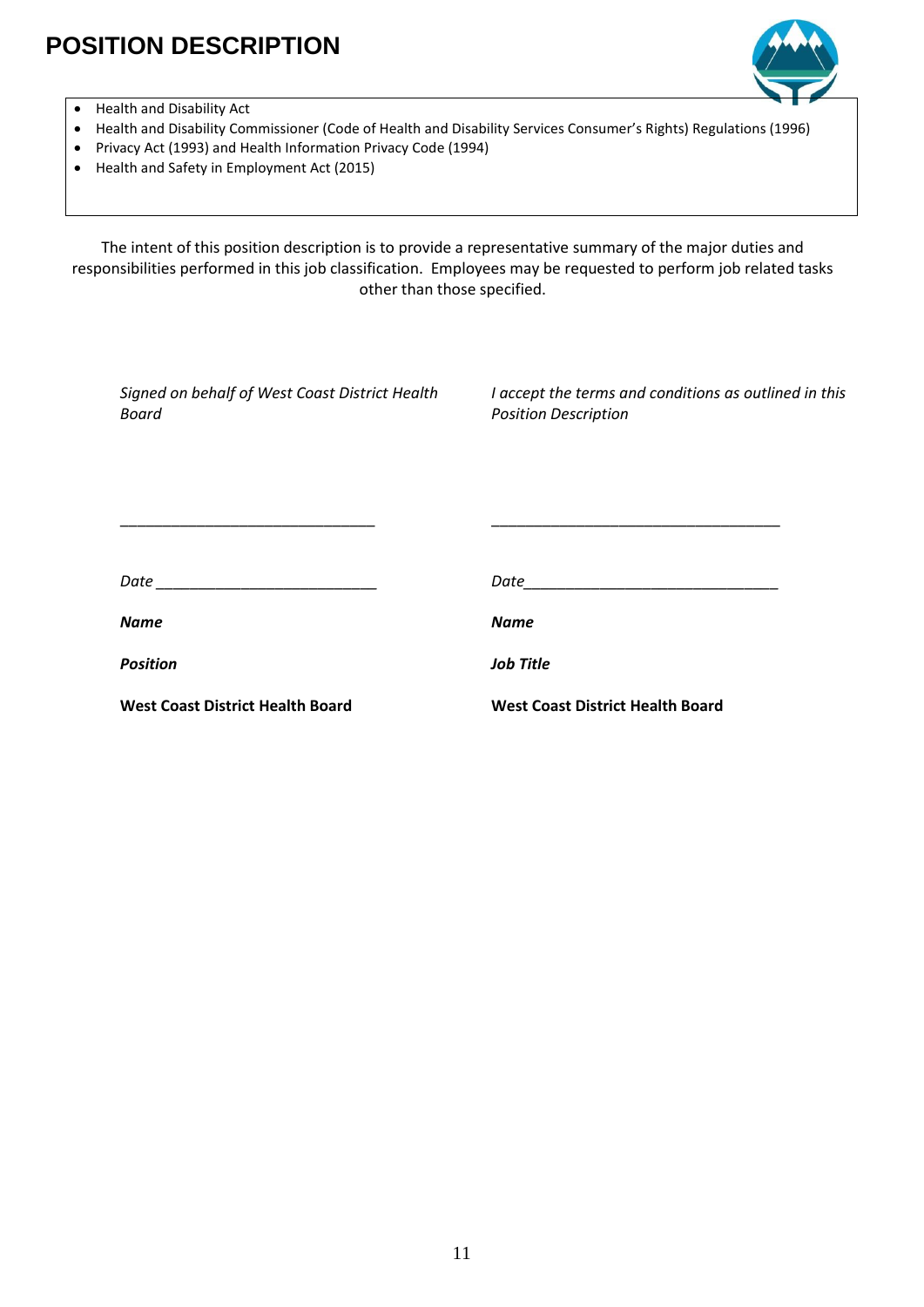# POSITION DESCRIPTION

- Health and Disability Act
- Health and Disability Commissioner (Code of Health and Disability Services Consumer's Rights) Regulations (1996)
- Privacy Act (1993) and Health Information Privacy Code (1994)
- Health and Safety in Employment Act (2015)

The intent of this position description is to provide a representative summary of the major duties and responsibilities performed in this job classification. Employees may be requested to perform job related tasks other than those specified.

*Signed on behalf of West Coast District Health Board*

\_\_\_\_\_\_\_\_\_\_\_\_\_\_\_\_\_\_\_\_\_\_\_\_\_\_\_\_\_\_\_\_

*Date* \_\_\_\_\_\_\_\_\_\_\_\_\_\_\_\_\_\_\_\_\_\_\_\_\_\_\_\_

***Name***

***Position***

**West Coast District Health Board**

*I accept the terms and conditions as outlined in this Position Description*

\_\_\_\_\_\_\_\_\_\_\_\_\_\_\_\_\_\_\_\_\_\_\_\_\_\_\_\_\_\_\_\_\_\_\_\_

*Date*\_\_\_\_\_\_\_\_\_\_\_\_\_\_\_\_\_\_\_\_\_\_\_\_\_\_\_\_\_\_\_\_

***Name***

***Job Title***

**West Coast District Health Board**